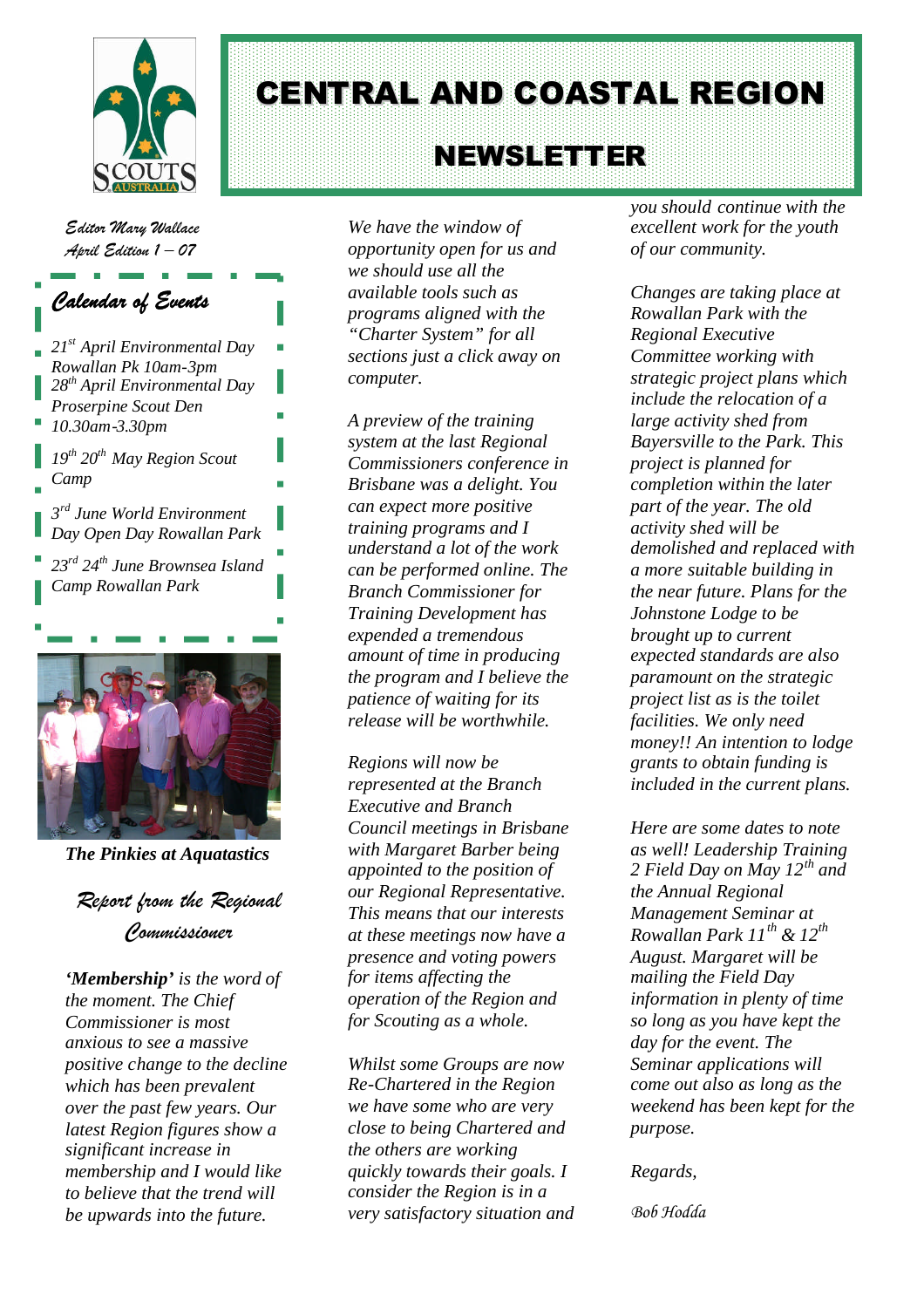# CENTRAL AND COASTAL REGION

## NEWSLETTER

*Editor Mary Wallace*
*April Edition 1 – 07*

### Calendar of Events

*21st April Environmental Day Rowallan Pk 10am-3pm*
*28th April Environmental Day Proserpine Scout Den 10.30am-3.30pm*

*19th 20th May Region Scout Camp*

*3rd June World Environment Day Open Day Rowallan Park*

*23rd 24th June Brownsea Island Camp Rowallan Park*

***The Pinkies at Aquatastics***

### Report from the Regional Commissioner

***'Membership'*** *is the word of the moment. The Chief Commissioner is most anxious to see a massive positive change to the decline which has been prevalent over the past few years. Our latest Region figures show a significant increase in membership and I would like to believe that the trend will be upwards into the future.*

*We have the window of opportunity open for us and we should use all the available tools such as programs aligned with the "Charter System" for all sections just a click away on computer.*

*A preview of the training system at the last Regional Commissioners conference in Brisbane was a delight. You can expect more positive training programs and I understand a lot of the work can be performed online. The Branch Commissioner for Training Development has expended a tremendous amount of time in producing the program and I believe the patience of waiting for its release will be worthwhile.*

*Regions will now be represented at the Branch Executive and Branch Council meetings in Brisbane with Margaret Barber being appointed to the position of our Regional Representative. This means that our interests at these meetings now have a presence and voting powers for items affecting the operation of the Region and for Scouting as a whole.*

*Whilst some Groups are now Re-Chartered in the Region we have some who are very close to being Chartered and the others are working quickly towards their goals. I consider the Region is in a very satisfactory situation and you should continue with the excellent work for the youth of our community.*

*Changes are taking place at Rowallan Park with the Regional Executive Committee working with strategic project plans which include the relocation of a large activity shed from Bayersville to the Park. This project is planned for completion within the later part of the year. The old activity shed will be demolished and replaced with a more suitable building in the near future. Plans for the Johnstone Lodge to be brought up to current expected standards are also paramount on the strategic project list as is the toilet facilities. We only need money!! An intention to lodge grants to obtain funding is included in the current plans.*

*Here are some dates to note as well! Leadership Training 2 Field Day on May 12th and the Annual Regional Management Seminar at Rowallan Park 11th & 12th August. Margaret will be mailing the Field Day information in plenty of time so long as you have kept the day for the event. The Seminar applications will come out also as long as the weekend has been kept for the purpose.*

*Regards,*

*Bob Hodda*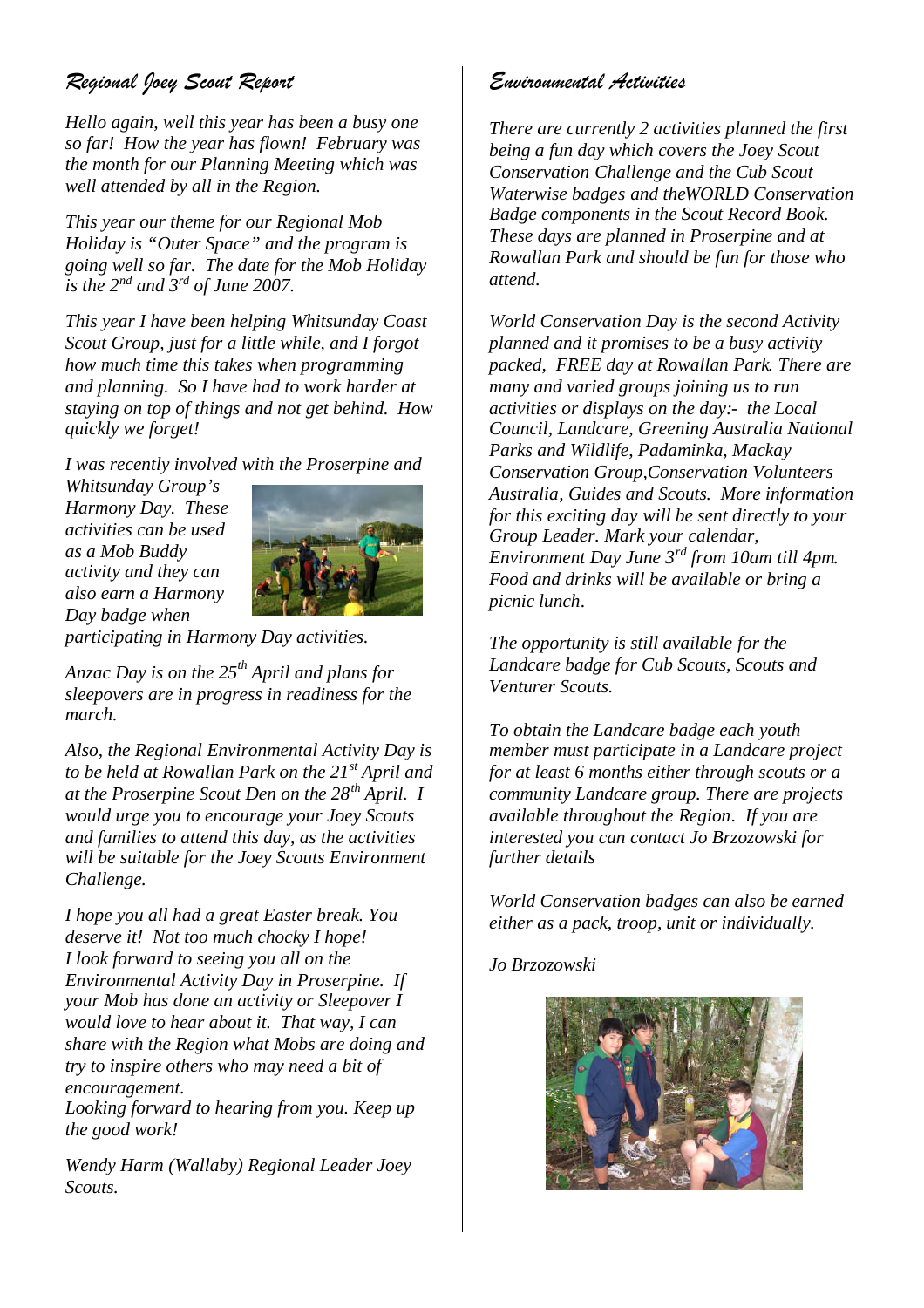## *Regional Joey Scout Report*

*Hello again, well this year has been a busy one so far! How the year has flown! February was the month for our Planning Meeting which was well attended by all in the Region.*

*This year our theme for our Regional Mob Holiday is "Outer Space" and the program is going well so far. The date for the Mob Holiday is the 2nd and 3rd of June 2007.*

*This year I have been helping Whitsunday Coast Scout Group, just for a little while, and I forgot how much time this takes when programming and planning. So I have had to work harder at staying on top of things and not get behind. How quickly we forget!*

*I was recently involved with the Proserpine and Whitsunday Group's Harmony Day. These activities can be used as a Mob Buddy activity and they can also earn a Harmony Day badge when participating in Harmony Day activities.*

*Anzac Day is on the 25th April and plans for sleepovers are in progress in readiness for the march.*

*Also, the Regional Environmental Activity Day is to be held at Rowallan Park on the 21st April and at the Proserpine Scout Den on the 28th April. I would urge you to encourage your Joey Scouts and families to attend this day, as the activities will be suitable for the Joey Scouts Environment Challenge.*

*I hope you all had a great Easter break. You deserve it! Not too much chocky I hope! I look forward to seeing you all on the Environmental Activity Day in Proserpine. If your Mob has done an activity or Sleepover I would love to hear about it. That way, I can share with the Region what Mobs are doing and try to inspire others who may need a bit of encouragement.*
*Looking forward to hearing from you. Keep up the good work!*

*Wendy Harm (Wallaby) Regional Leader Joey Scouts.*

## *Environmental Activities*

*There are currently 2 activities planned the first being a fun day which covers the Joey Scout Conservation Challenge and the Cub Scout Waterwise badges and theWORLD Conservation Badge components in the Scout Record Book. These days are planned in Proserpine and at Rowallan Park and should be fun for those who attend.*

*World Conservation Day is the second Activity planned and it promises to be a busy activity packed, FREE day at Rowallan Park. There are many and varied groups joining us to run activities or displays on the day:- the Local Council, Landcare, Greening Australia National Parks and Wildlife, Padaminka, Mackay Conservation Group,Conservation Volunteers Australia, Guides and Scouts. More information for this exciting day will be sent directly to your Group Leader. Mark your calendar, Environment Day June 3rd from 10am till 4pm. Food and drinks will be available or bring a picnic lunch.*

*The opportunity is still available for the Landcare badge for Cub Scouts, Scouts and Venturer Scouts.*

*To obtain the Landcare badge each youth member must participate in a Landcare project for at least 6 months either through scouts or a community Landcare group. There are projects available throughout the Region. If you are interested you can contact Jo Brzozowski for further details*

*World Conservation badges can also be earned either as a pack, troop, unit or individually.*

*Jo Brzozowski*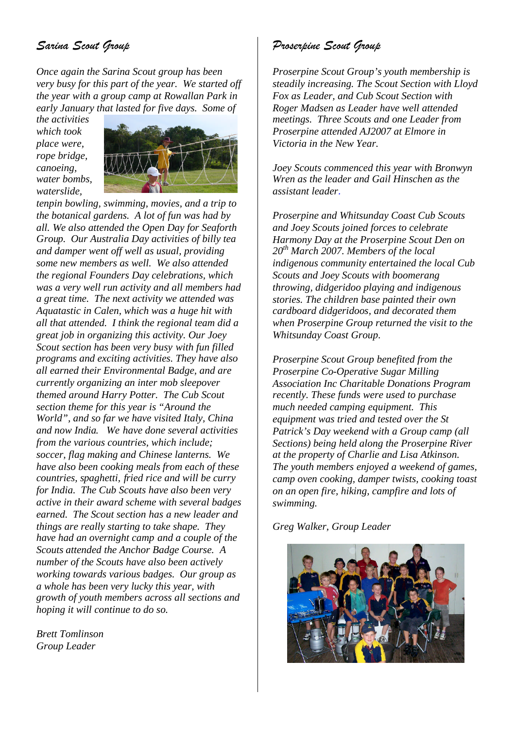## *Sarina Scout Group*

*Once again the Sarina Scout group has been very busy for this part of the year. We started off the year with a group camp at Rowallan Park in early January that lasted for five days. Some of the activities which took place were, rope bridge, canoeing, water bombs, waterslide, tenpin bowling, swimming, movies, and a trip to the botanical gardens. A lot of fun was had by all. We also attended the Open Day for Seaforth Group. Our Australia Day activities of billy tea and damper went off well as usual, providing some new members as well. We also attended the regional Founders Day celebrations, which was a very well run activity and all members had a great time. The next activity we attended was Aquatastic in Calen, which was a huge hit with all that attended. I think the regional team did a great job in organizing this activity. Our Joey Scout section has been very busy with fun filled programs and exciting activities. They have also all earned their Environmental Badge, and are currently organizing an inter mob sleepover themed around Harry Potter. The Cub Scout section theme for this year is "Around the World", and so far we have visited Italy, China and now India. We have done several activities from the various countries, which include; soccer, flag making and Chinese lanterns. We have also been cooking meals from each of these countries, spaghetti, fried rice and will be curry for India. The Cub Scouts have also been very active in their award scheme with several badges earned. The Scout section has a new leader and things are really starting to take shape. They have had an overnight camp and a couple of the Scouts attended the Anchor Badge Course. A number of the Scouts have also been actively working towards various badges. Our group as a whole has been very lucky this year, with growth of youth members across all sections and hoping it will continue to do so.*

*Brett Tomlinson*
*Group Leader*

## *Proserpine Scout Group*

*Proserpine Scout Group's youth membership is steadily increasing. The Scout Section with Lloyd Fox as Leader, and Cub Scout Section with Roger Madsen as Leader have well attended meetings. Three Scouts and one Leader from Proserpine attended AJ2007 at Elmore in Victoria in the New Year.*

*Joey Scouts commenced this year with Bronwyn Wren as the leader and Gail Hinschen as the assistant leader.*

*Proserpine and Whitsunday Coast Cub Scouts and Joey Scouts joined forces to celebrate Harmony Day at the Proserpine Scout Den on 20th March 2007. Members of the local indigenous community entertained the local Cub Scouts and Joey Scouts with boomerang throwing, didgeridoo playing and indigenous stories. The children base painted their own cardboard didgeridoos, and decorated them when Proserpine Group returned the visit to the Whitsunday Coast Group.*

*Proserpine Scout Group benefited from the Proserpine Co-Operative Sugar Milling Association Inc Charitable Donations Program recently. These funds were used to purchase much needed camping equipment. This equipment was tried and tested over the St Patrick's Day weekend with a Group camp (all Sections) being held along the Proserpine River at the property of Charlie and Lisa Atkinson. The youth members enjoyed a weekend of games, camp oven cooking, damper twists, cooking toast on an open fire, hiking, campfire and lots of swimming.*

*Greg Walker, Group Leader*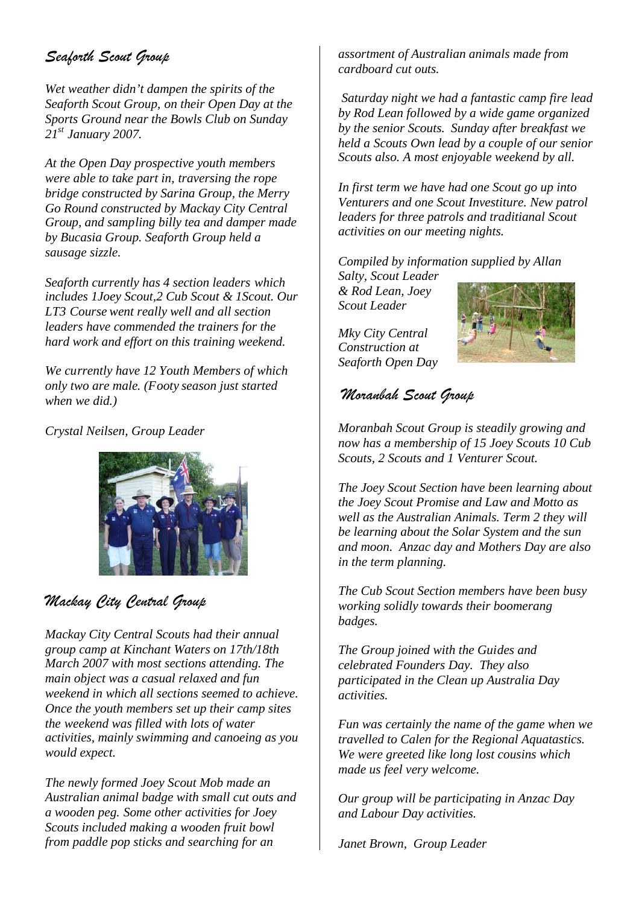## *Seaforth Scout Group*

*Wet weather didn't dampen the spirits of the Seaforth Scout Group, on their Open Day at the Sports Ground near the Bowls Club on Sunday 21st January 2007.*

*At the Open Day prospective youth members were able to take part in, traversing the rope bridge constructed by Sarina Group, the Merry Go Round constructed by Mackay City Central Group, and sampling billy tea and damper made by Bucasia Group. Seaforth Group held a sausage sizzle.*

*Seaforth currently has 4 section leaders which includes 1Joey Scout,2 Cub Scout & 1Scout. Our LT3 Course went really well and all section leaders have commended the trainers for the hard work and effort on this training weekend.*

*We currently have 12 Youth Members of which only two are male. (Footy season just started when we did.)*

*Crystal Neilsen, Group Leader*

## *Mackay City Central Group*

*Mackay City Central Scouts had their annual group camp at Kinchant Waters on 17th/18th March 2007 with most sections attending. The main object was a casual relaxed and fun weekend in which all sections seemed to achieve. Once the youth members set up their camp sites the weekend was filled with lots of water activities, mainly swimming and canoeing as you would expect.*

*The newly formed Joey Scout Mob made an Australian animal badge with small cut outs and a wooden peg. Some other activities for Joey Scouts included making a wooden fruit bowl from paddle pop sticks and searching for an assortment of Australian animals made from cardboard cut outs.*

*Saturday night we had a fantastic camp fire lead by Rod Lean followed by a wide game organized by the senior Scouts. Sunday after breakfast we held a Scouts Own lead by a couple of our senior Scouts also. A most enjoyable weekend by all.*

*In first term we have had one Scout go up into Venturers and one Scout Investiture. New patrol leaders for three patrols and traditianal Scout activities on our meeting nights.*

*Compiled by information supplied by Allan Salty, Scout Leader & Rod Lean, Joey Scout Leader*

*Mky City Central Construction at Seaforth Open Day*

## *Moranbah Scout Group*

*Moranbah Scout Group is steadily growing and now has a membership of 15 Joey Scouts 10 Cub Scouts, 2 Scouts and 1 Venturer Scout.*

*The Joey Scout Section have been learning about the Joey Scout Promise and Law and Motto as well as the Australian Animals. Term 2 they will be learning about the Solar System and the sun and moon. Anzac day and Mothers Day are also in the term planning.*

*The Cub Scout Section members have been busy working solidly towards their boomerang badges.*

*The Group joined with the Guides and celebrated Founders Day. They also participated in the Clean up Australia Day activities.*

*Fun was certainly the name of the game when we travelled to Calen for the Regional Aquatastics. We were greeted like long lost cousins which made us feel very welcome.*

*Our group will be participating in Anzac Day and Labour Day activities.*

*Janet Brown, Group Leader*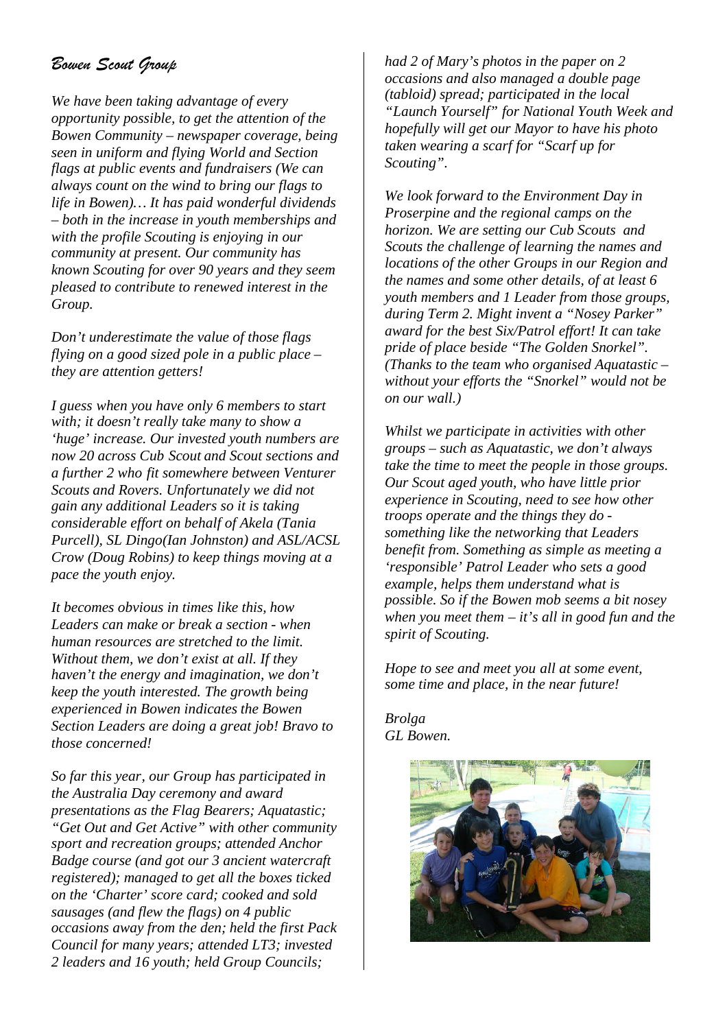## *Bowen Scout Group*

*We have been taking advantage of every opportunity possible, to get the attention of the Bowen Community – newspaper coverage, being seen in uniform and flying World and Section flags at public events and fundraisers (We can always count on the wind to bring our flags to life in Bowen)… It has paid wonderful dividends – both in the increase in youth memberships and with the profile Scouting is enjoying in our community at present. Our community has known Scouting for over 90 years and they seem pleased to contribute to renewed interest in the Group.*

*Don't underestimate the value of those flags flying on a good sized pole in a public place – they are attention getters!*

*I guess when you have only 6 members to start with; it doesn't really take many to show a 'huge' increase. Our invested youth numbers are now 20 across Cub Scout and Scout sections and a further 2 who fit somewhere between Venturer Scouts and Rovers. Unfortunately we did not gain any additional Leaders so it is taking considerable effort on behalf of Akela (Tania Purcell), SL Dingo(Ian Johnston) and ASL/ACSL Crow (Doug Robins) to keep things moving at a pace the youth enjoy.*

*It becomes obvious in times like this, how Leaders can make or break a section - when human resources are stretched to the limit. Without them, we don't exist at all. If they haven't the energy and imagination, we don't keep the youth interested. The growth being experienced in Bowen indicates the Bowen Section Leaders are doing a great job! Bravo to those concerned!*

*So far this year, our Group has participated in the Australia Day ceremony and award presentations as the Flag Bearers; Aquatastic; "Get Out and Get Active" with other community sport and recreation groups; attended Anchor Badge course (and got our 3 ancient watercraft registered); managed to get all the boxes ticked on the 'Charter' score card; cooked and sold sausages (and flew the flags) on 4 public occasions away from the den; held the first Pack Council for many years; attended LT3; invested 2 leaders and 16 youth; held Group Councils; had 2 of Mary's photos in the paper on 2 occasions and also managed a double page (tabloid) spread; participated in the local "Launch Yourself" for National Youth Week and hopefully will get our Mayor to have his photo taken wearing a scarf for "Scarf up for Scouting".*

*We look forward to the Environment Day in Proserpine and the regional camps on the horizon. We are setting our Cub Scouts and Scouts the challenge of learning the names and locations of the other Groups in our Region and the names and some other details, of at least 6 youth members and 1 Leader from those groups, during Term 2. Might invent a "Nosey Parker" award for the best Six/Patrol effort! It can take pride of place beside "The Golden Snorkel". (Thanks to the team who organised Aquatastic – without your efforts the "Snorkel" would not be on our wall.)*

*Whilst we participate in activities with other groups – such as Aquatastic, we don't always take the time to meet the people in those groups. Our Scout aged youth, who have little prior experience in Scouting, need to see how other troops operate and the things they do - something like the networking that Leaders benefit from. Something as simple as meeting a 'responsible' Patrol Leader who sets a good example, helps them understand what is possible. So if the Bowen mob seems a bit nosey when you meet them – it's all in good fun and the spirit of Scouting.*

*Hope to see and meet you all at some event, some time and place, in the near future!*

*Brolga*
*GL Bowen.*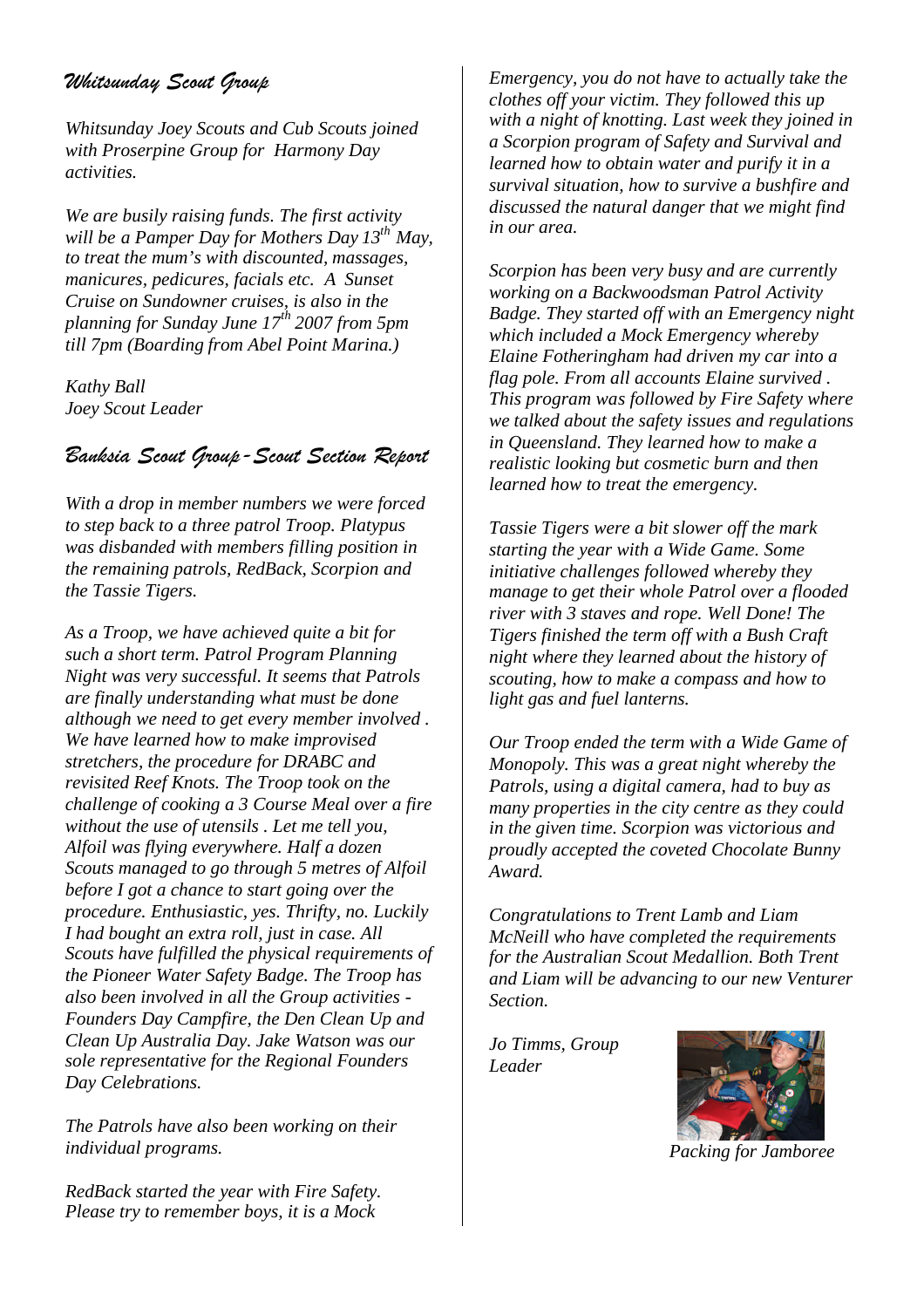## *Whitsunday Scout Group*

*Whitsunday Joey Scouts and Cub Scouts joined with Proserpine Group for Harmony Day activities.*

*We are busily raising funds. The first activity will be a Pamper Day for Mothers Day 13th May, to treat the mum's with discounted, massages, manicures, pedicures, facials etc. A Sunset Cruise on Sundowner cruises, is also in the planning for Sunday June 17th 2007 from 5pm till 7pm (Boarding from Abel Point Marina.)*

*Kathy Ball*
*Joey Scout Leader*

## *Banksia Scout Group - Scout Section Report*

*With a drop in member numbers we were forced to step back to a three patrol Troop. Platypus was disbanded with members filling position in the remaining patrols, RedBack, Scorpion and the Tassie Tigers.*

*As a Troop, we have achieved quite a bit for such a short term. Patrol Program Planning Night was very successful. It seems that Patrols are finally understanding what must be done although we need to get every member involved . We have learned how to make improvised stretchers, the procedure for DRABC and revisited Reef Knots. The Troop took on the challenge of cooking a 3 Course Meal over a fire without the use of utensils . Let me tell you, Alfoil was flying everywhere. Half a dozen Scouts managed to go through 5 metres of Alfoil before I got a chance to start going over the procedure. Enthusiastic, yes. Thrifty, no. Luckily I had bought an extra roll, just in case. All Scouts have fulfilled the physical requirements of the Pioneer Water Safety Badge. The Troop has also been involved in all the Group activities - Founders Day Campfire, the Den Clean Up and Clean Up Australia Day. Jake Watson was our sole representative for the Regional Founders Day Celebrations.*

*The Patrols have also been working on their individual programs.*

*RedBack started the year with Fire Safety. Please try to remember boys, it is a Mock Emergency, you do not have to actually take the clothes off your victim. They followed this up with a night of knotting. Last week they joined in a Scorpion program of Safety and Survival and learned how to obtain water and purify it in a survival situation, how to survive a bushfire and discussed the natural danger that we might find in our area.*

*Scorpion has been very busy and are currently working on a Backwoodsman Patrol Activity Badge. They started off with an Emergency night which included a Mock Emergency whereby Elaine Fotheringham had driven my car into a flag pole. From all accounts Elaine survived . This program was followed by Fire Safety where we talked about the safety issues and regulations in Queensland. They learned how to make a realistic looking but cosmetic burn and then learned how to treat the emergency.*

*Tassie Tigers were a bit slower off the mark starting the year with a Wide Game. Some initiative challenges followed whereby they manage to get their whole Patrol over a flooded river with 3 staves and rope. Well Done! The Tigers finished the term off with a Bush Craft night where they learned about the history of scouting, how to make a compass and how to light gas and fuel lanterns.*

*Our Troop ended the term with a Wide Game of Monopoly. This was a great night whereby the Patrols, using a digital camera, had to buy as many properties in the city centre as they could in the given time. Scorpion was victorious and proudly accepted the coveted Chocolate Bunny Award.*

*Congratulations to Trent Lamb and Liam McNeill who have completed the requirements for the Australian Scout Medallion. Both Trent and Liam will be advancing to our new Venturer Section.*

*Jo Timms, Group Leader*

*Packing for Jamboree*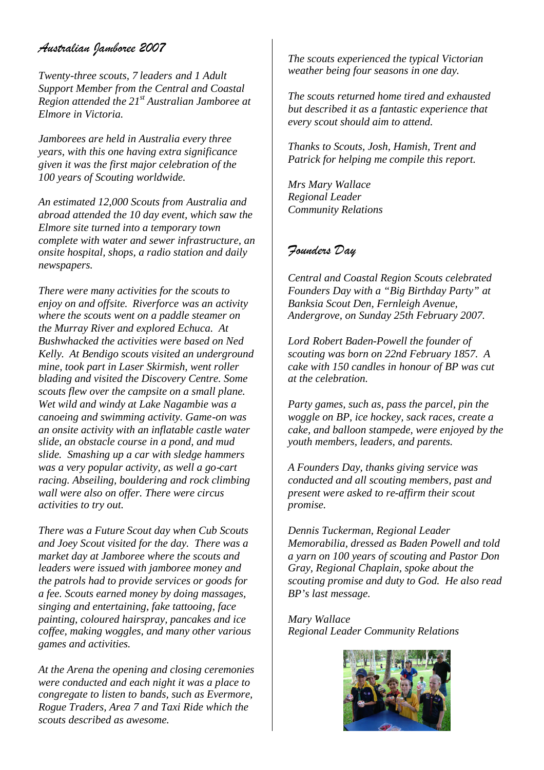## *Australian Jamboree 2007*

*Twenty-three scouts, 7 leaders and 1 Adult Support Member from the Central and Coastal Region attended the 21st Australian Jamboree at Elmore in Victoria.*

*Jamborees are held in Australia every three years, with this one having extra significance given it was the first major celebration of the 100 years of Scouting worldwide.*

*An estimated 12,000 Scouts from Australia and abroad attended the 10 day event, which saw the Elmore site turned into a temporary town complete with water and sewer infrastructure, an onsite hospital, shops, a radio station and daily newspapers.*

*There were many activities for the scouts to enjoy on and offsite. Riverforce was an activity where the scouts went on a paddle steamer on the Murray River and explored Echuca. At Bushwhacked the activities were based on Ned Kelly. At Bendigo scouts visited an underground mine, took part in Laser Skirmish, went roller blading and visited the Discovery Centre. Some scouts flew over the campsite on a small plane. Wet wild and windy at Lake Nagambie was a canoeing and swimming activity. Game-on was an onsite activity with an inflatable castle water slide, an obstacle course in a pond, and mud slide. Smashing up a car with sledge hammers was a very popular activity, as well a go-cart racing. Abseiling, bouldering and rock climbing wall were also on offer. There were circus activities to try out.*

*There was a Future Scout day when Cub Scouts and Joey Scout visited for the day. There was a market day at Jamboree where the scouts and leaders were issued with jamboree money and the patrols had to provide services or goods for a fee. Scouts earned money by doing massages, singing and entertaining, fake tattooing, face painting, coloured hairspray, pancakes and ice coffee, making woggles, and many other various games and activities.*

*At the Arena the opening and closing ceremonies were conducted and each night it was a place to congregate to listen to bands, such as Evermore, Rogue Traders, Area 7 and Taxi Ride which the scouts described as awesome.*

*The scouts experienced the typical Victorian weather being four seasons in one day.*

*The scouts returned home tired and exhausted but described it as a fantastic experience that every scout should aim to attend.*

*Thanks to Scouts, Josh, Hamish, Trent and Patrick for helping me compile this report.*

*Mrs Mary Wallace*
*Regional Leader*
*Community Relations*

## *Founders Day*

*Central and Coastal Region Scouts celebrated Founders Day with a "Big Birthday Party" at Banksia Scout Den, Fernleigh Avenue, Andergrove, on Sunday 25th February 2007.*

*Lord Robert Baden-Powell the founder of scouting was born on 22nd February 1857. A cake with 150 candles in honour of BP was cut at the celebration.*

*Party games, such as, pass the parcel, pin the woggle on BP, ice hockey, sack races, create a cake, and balloon stampede, were enjoyed by the youth members, leaders, and parents.*

*A Founders Day, thanks giving service was conducted and all scouting members, past and present were asked to re-affirm their scout promise.*

*Dennis Tuckerman, Regional Leader Memorabilia, dressed as Baden Powell and told a yarn on 100 years of scouting and Pastor Don Gray, Regional Chaplain, spoke about the scouting promise and duty to God. He also read BP's last message.*

*Mary Wallace*
*Regional Leader Community Relations*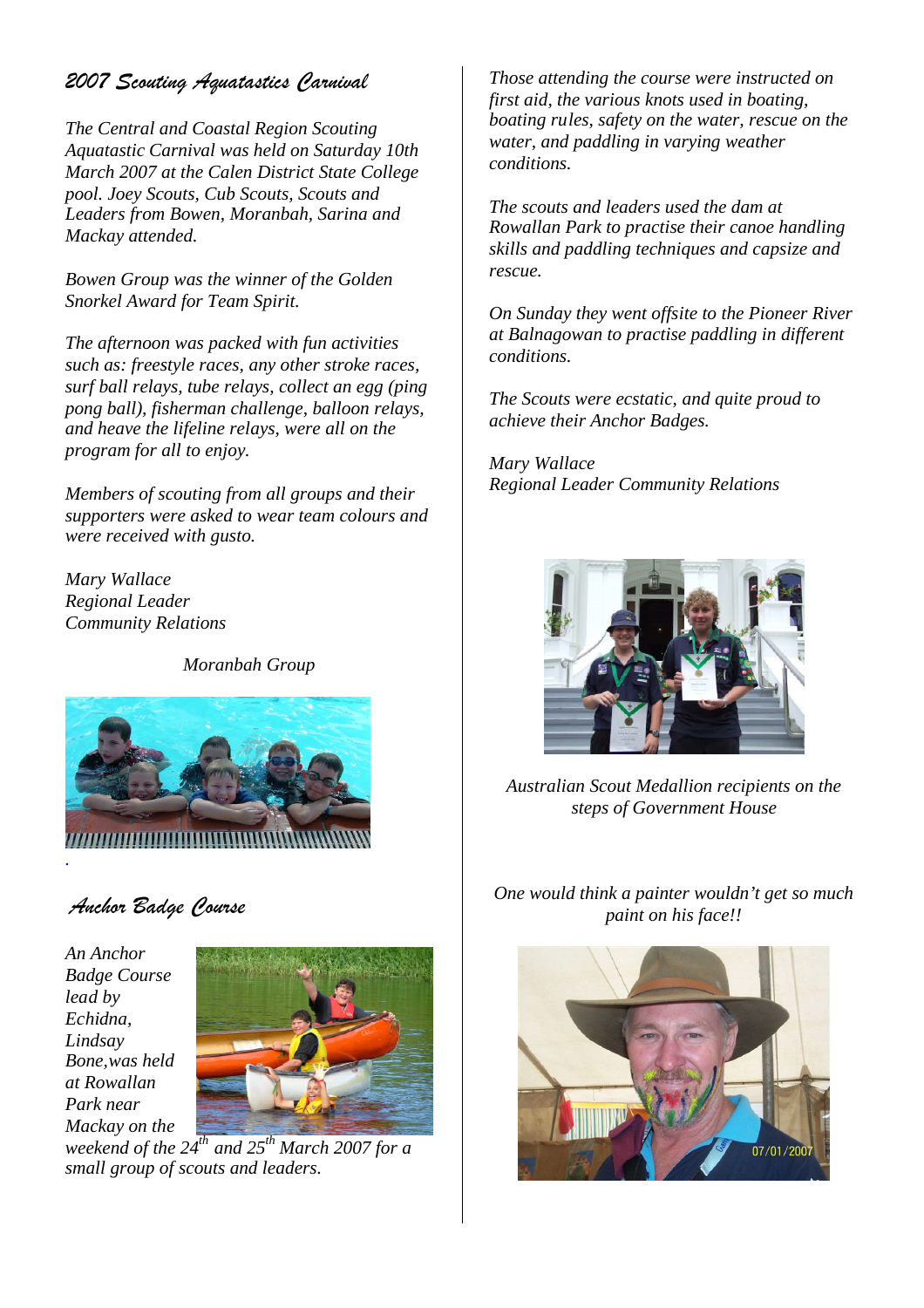## *2007 Scouting Aquatastics Carnival*

*The Central and Coastal Region Scouting Aquatastic Carnival was held on Saturday 10th March 2007 at the Calen District State College pool. Joey Scouts, Cub Scouts, Scouts and Leaders from Bowen, Moranbah, Sarina and Mackay attended.*

*Bowen Group was the winner of the Golden Snorkel Award for Team Spirit.*

*The afternoon was packed with fun activities such as: freestyle races, any other stroke races, surf ball relays, tube relays, collect an egg (ping pong ball), fisherman challenge, balloon relays, and heave the lifeline relays, were all on the program for all to enjoy.*

*Members of scouting from all groups and their supporters were asked to wear team colours and were received with gusto.*

*Mary Wallace*
*Regional Leader*
*Community Relations*

*Moranbah Group*

## *Anchor Badge Course*

*An Anchor Badge Course lead by Echidna, Lindsay Bone,was held at Rowallan Park near Mackay on the weekend of the 24th and 25th March 2007 for a small group of scouts and leaders.*

*Those attending the course were instructed on first aid, the various knots used in boating, boating rules, safety on the water, rescue on the water, and paddling in varying weather conditions.*

*The scouts and leaders used the dam at Rowallan Park to practise their canoe handling skills and paddling techniques and capsize and rescue.*

*On Sunday they went offsite to the Pioneer River at Balnagowan to practise paddling in different conditions.*

*The Scouts were ecstatic, and quite proud to achieve their Anchor Badges.*

*Mary Wallace*
*Regional Leader Community Relations*

*Australian Scout Medallion recipients on the steps of Government House*

*One would think a painter wouldn't get so much paint on his face!!*